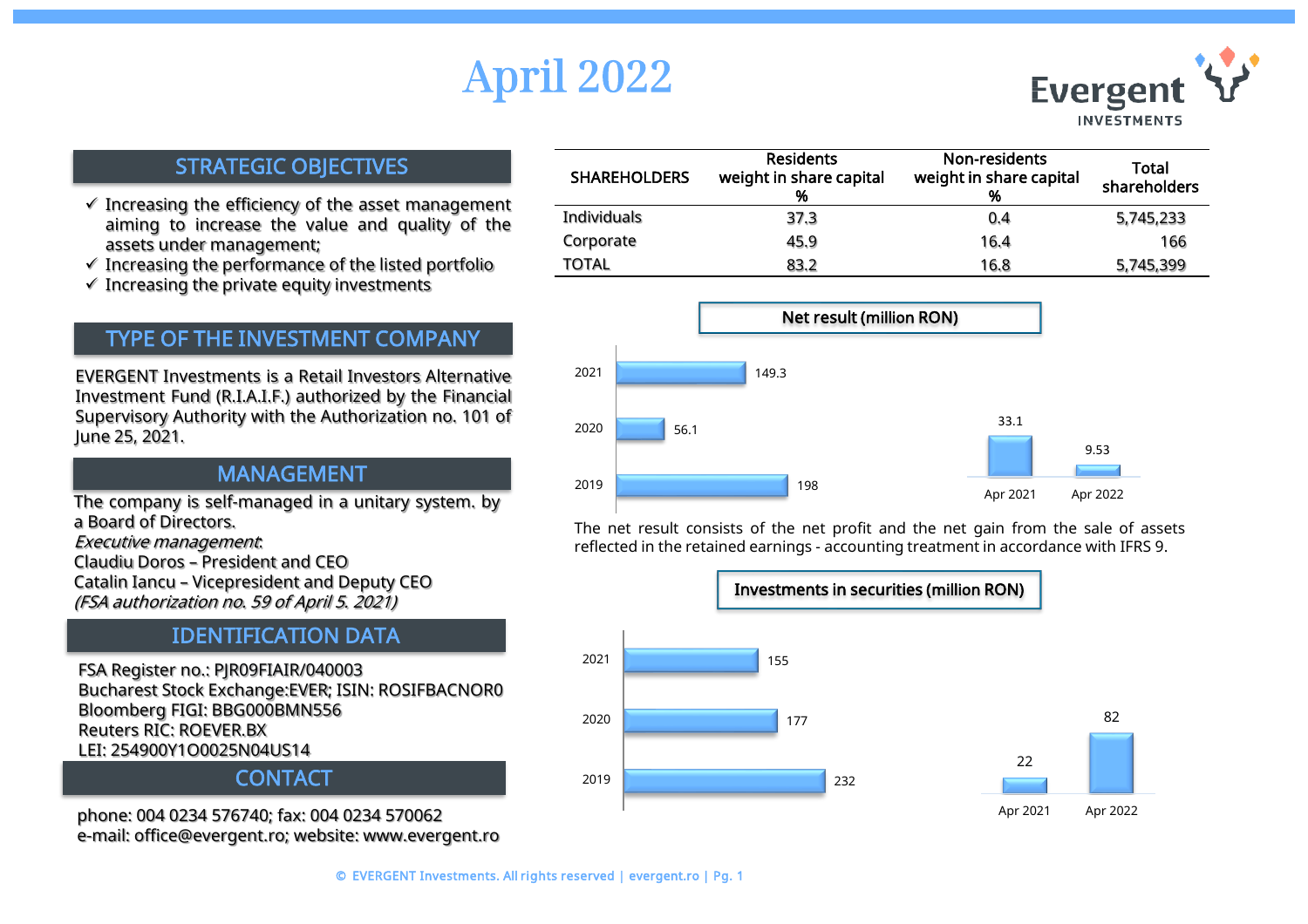# April 2022

Evergent INVESTMENTS

## STRATEGIC OBJECTIVES

- ✓ Increasing the efficiency of the asset management aiming to increase the value and quality of the assets under management;
- ✓ Increasing the performance of the listed portfolio
- ✓ Increasing the private equity investments

## TYPE OF THE INVESTMENT COMPANY

EVERGENT Investments is a Retail Investors Alternative Investment Fund (R.I.A.I.F.) authorized by the Financial Supervisory Authority with the Authorization no. 101 of June 25, 2021.

## MANAGEMENT

The company is self-managed in a unitary system. by a Board of Directors.

*Executive management*:

Claudiu Doros – President and CEO

Catalin Iancu – Vicepresident and Deputy CEO

*(FSA authorization no. 59 of April 5. 2021)*

## IDENTIFICATION DATA

FSA Register no.: PJR09FIAIR/040003

Bucharest Stock Exchange:EVER; ISIN: ROSIFBACNOR0

Bloomberg FIGI: BBG000BMN556

Reuters RIC: ROEVER.BX

LEI: 254900Y1O0025N04US14

## CONTACT

phone: 004 0234 576740; fax: 004 0234 570062

e-mail: office@evergent.ro; website: www.evergent.ro

| SHAREHOLDERS | Residents weight in share capital % | Non-residents weight in share capital % | Total shareholders |
|---|---|---|---|
| Individuals | 37.3 | 0.4 | 5,745,233 |
| Corporate | 45.9 | 16.4 | 166 |
| TOTAL | 83.2 | 16.8 | 5,745,399 |

### Net result (million RON)

| Period | Net result |
|---|---|
| 2021 | 149.3 |
| 2020 | 56.1 |
| 2019 | 198 |
| Apr 2021 | 33.1 |
| Apr 2022 | 9.53 |

The net result consists of the net profit and the net gain from the sale of assets reflected in the retained earnings - accounting treatment in accordance with IFRS 9.

### Investments in securities (million RON)

| Period | Investments in securities |
|---|---|
| 2021 | 155 |
| 2020 | 177 |
| 2019 | 232 |
| Apr 2021 | 22 |
| Apr 2022 | 82 |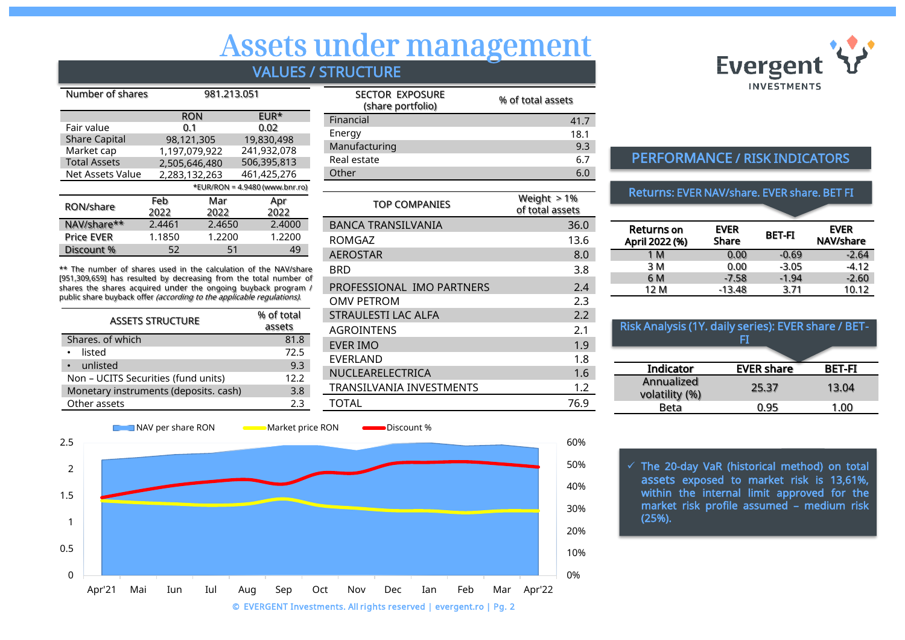# Assets under management

## VALUES / STRUCTURE

| Number of shares | 981.213.051 | |
|---|---|---|
| | RON | EUR* |
| Fair value | 0.1 | 0.02 |
| Share Capital | 98,121,305 | 19,830,498 |
| Market cap | 1,197,079,922 | 241,932,078 |
| Total Assets | 2,505,646,480 | 506,395,813 |
| Net Assets Value | 2,283,132,263 | 461,425,276 |

*EUR/RON = 4.9480 (www.bnr.ro)

| RON/share | Feb 2022 | Mar 2022 | Apr 2022 |
|---|---|---|---|
| NAV/share** | 2.4461 | 2.4650 | 2.4000 |
| Price EVER | 1.1850 | 1.2200 | 1.2200 |
| Discount % | 52 | 51 | 49 |

** The number of shares used in the calculation of the NAV/share [951,309,659] has resulted by decreasing from the total number of shares the shares acquired under the ongoing buyback program / public share buyback offer *(according to the applicable regulations).*

| ASSETS STRUCTURE | % of total assets |
|---|---|
| Shares. of which | 81.8 |
| • listed | 72.5 |
| • unlisted | 9.3 |
| Non – UCITS Securities (fund units) | 12.2 |
| Monetary instruments (deposits. cash) | 3.8 |
| Other assets | 2.3 |

| SECTOR EXPOSURE (share portfolio) | % of total assets |
|---|---|
| Financial | 41.7 |
| Energy | 18.1 |
| Manufacturing | 9.3 |
| Real estate | 6.7 |
| Other | 6.0 |

| TOP COMPANIES | Weight > 1% of total assets |
|---|---|
| BANCA TRANSILVANIA | 36.0 |
| ROMGAZ | 13.6 |
| AEROSTAR | 8.0 |
| BRD | 3.8 |
| PROFESSIONAL IMO PARTNERS | 2.4 |
| OMV PETROM | 2.3 |
| STRAULESTI LAC ALFA | 2.2 |
| AGROINTENS | 2.1 |
| EVER IMO | 1.9 |
| EVERLAND | 1.8 |
| NUCLEARELECTRICA | 1.6 |
| TRANSILVANIA INVESTMENTS | 1.2 |
| TOTAL | 76.9 |

NAV per share RON / Market price RON / Discount %

Apr'21 Mai Iun Iul Aug Sep Oct Nov Dec Ian Feb Mar Apr'22

## PERFORMANCE / RISK INDICATORS

### Returns: EVER NAV/share. EVER share. BET FI

| Returns on April 2022 (%) | EVER Share | BET-FI | EVER NAV/share |
|---|---|---|---|
| 1 M | 0.00 | -0.69 | -2.64 |
| 3 M | 0.00 | -3.05 | -4.12 |
| 6 M | -7.58 | -1.94 | -2.60 |
| 12 M | -13.48 | 3.71 | 10.12 |

### Risk Analysis (1Y. daily series): EVER share / BET-FI

| Indicator | EVER share | BET-FI |
|---|---|---|
| Annualized volatility (%) | 25.37 | 13.04 |
| Beta | 0.95 | 1.00 |

- ✓ The 20-day VaR (historical method) on total assets exposed to market risk is 13,61%, within the internal limit approved for the market risk profile assumed – medium risk (25%).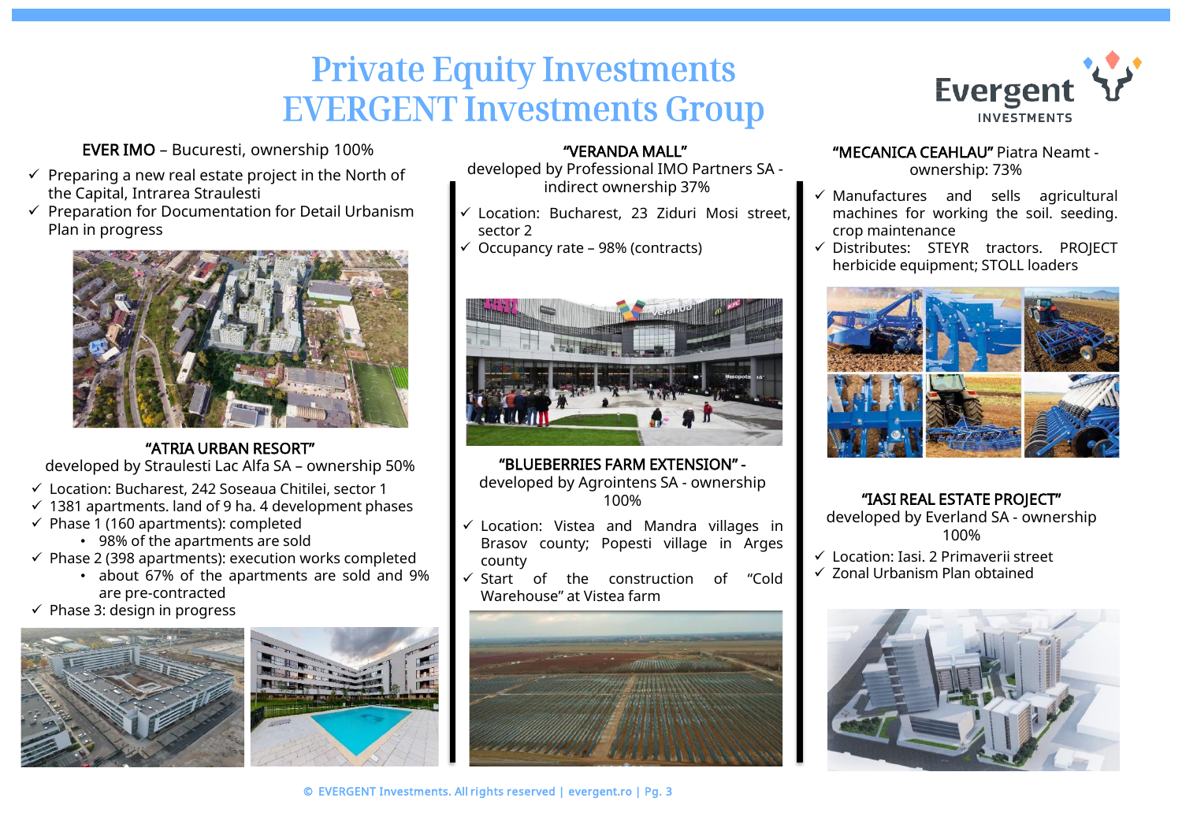# Private Equity Investments
# EVERGENT Investments Group

Evergent INVESTMENTS

**EVER IMO** – Bucuresti, ownership 100%

- ✓ Preparing a new real estate project in the North of the Capital, Intrarea Straulesti
- ✓ Preparation for Documentation for Detail Urbanism Plan in progress

**"ATRIA URBAN RESORT"**
developed by Straulesti Lac Alfa SA – ownership 50%

- ✓ Location: Bucharest, 242 Soseaua Chitilei, sector 1
- ✓ 1381 apartments. land of 9 ha. 4 development phases
- ✓ Phase 1 (160 apartments): completed
  - 98% of the apartments are sold
- ✓ Phase 2 (398 apartments): execution works completed
  - about 67% of the apartments are sold and 9% are pre-contracted
- ✓ Phase 3: design in progress

**"VERANDA MALL"**
developed by Professional IMO Partners SA - indirect ownership 37%

- ✓ Location: Bucharest, 23 Ziduri Mosi street, sector 2
- ✓ Occupancy rate – 98% (contracts)

**"BLUEBERRIES FARM EXTENSION"** - developed by Agrointens SA - ownership 100%

- ✓ Location: Vistea and Mandra villages in Brasov county; Popesti village in Arges county
- ✓ Start of the construction of "Cold Warehouse" at Vistea farm

**"MECANICA CEAHLAU"** Piatra Neamt - ownership: 73%

- ✓ Manufactures and sells agricultural machines for working the soil. seeding. crop maintenance
- ✓ Distributes: STEYR tractors. PROJECT herbicide equipment; STOLL loaders

**"IASI REAL ESTATE PROJECT"**
developed by Everland SA - ownership 100%

- ✓ Location: Iasi. 2 Primaverii street
- ✓ Zonal Urbanism Plan obtained

© EVERGENT Investments. All rights reserved | evergent.ro